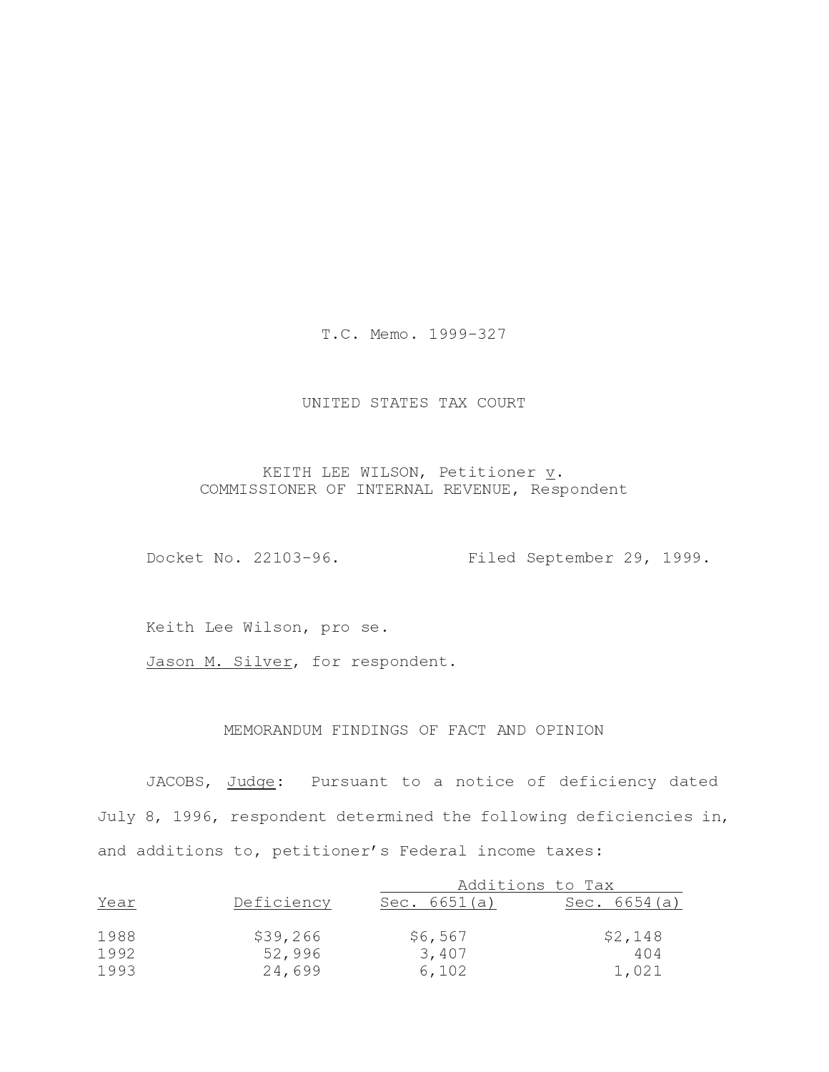T.C. Memo. 1999-327

UNITED STATES TAX COURT

KEITH LEE WILSON, Petitioner *v*.
COMMISSIONER OF INTERNAL REVENUE, Respondent

Docket No. 22103-96. Filed September 29, 1999.

Keith Lee Wilson, pro se.

Jason M. Silver, for respondent.

MEMORANDUM FINDINGS OF FACT AND OPINION

JACOBS, Judge: Pursuant to a notice of deficiency dated July 8, 1996, respondent determined the following deficiencies in, and additions to, petitioner's Federal income taxes:

| | | Additions to Tax | |
|---|---|---|---|
| Year | Deficiency | Sec. 6651(a) | Sec. 6654(a) |
| 1988 | $39,266 | $6,567 | $2,148 |
| 1992 | 52,996 | 3,407 | 404 |
| 1993 | 24,699 | 6,102 | 1,021 |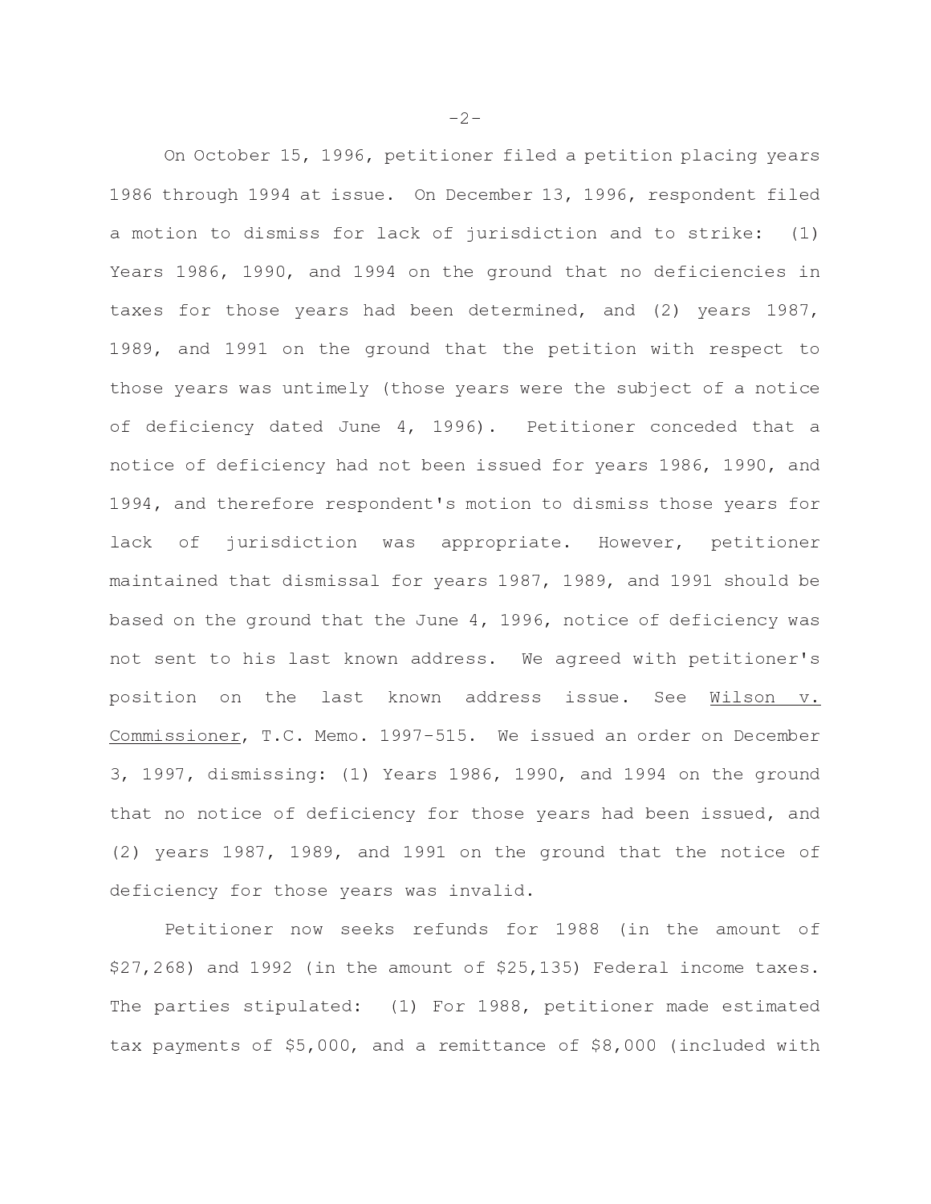On October 15, 1996, petitioner filed a petition placing years 1986 through 1994 at issue. On December 13, 1996, respondent filed a motion to dismiss for lack of jurisdiction and to strike: (1) Years 1986, 1990, and 1994 on the ground that no deficiencies in taxes for those years had been determined, and (2) years 1987, 1989, and 1991 on the ground that the petition with respect to those years was untimely (those years were the subject of a notice of deficiency dated June 4, 1996). Petitioner conceded that a notice of deficiency had not been issued for years 1986, 1990, and 1994, and therefore respondent's motion to dismiss those years for lack of jurisdiction was appropriate. However, petitioner maintained that dismissal for years 1987, 1989, and 1991 should be based on the ground that the June 4, 1996, notice of deficiency was not sent to his last known address. We agreed with petitioner's position on the last known address issue. See Wilson v. Commissioner, T.C. Memo. 1997-515. We issued an order on December 3, 1997, dismissing: (1) Years 1986, 1990, and 1994 on the ground that no notice of deficiency for those years had been issued, and (2) years 1987, 1989, and 1991 on the ground that the notice of deficiency for those years was invalid.

Petitioner now seeks refunds for 1988 (in the amount of $27,268) and 1992 (in the amount of $25,135) Federal income taxes. The parties stipulated: (1) For 1988, petitioner made estimated tax payments of $5,000, and a remittance of $8,000 (included with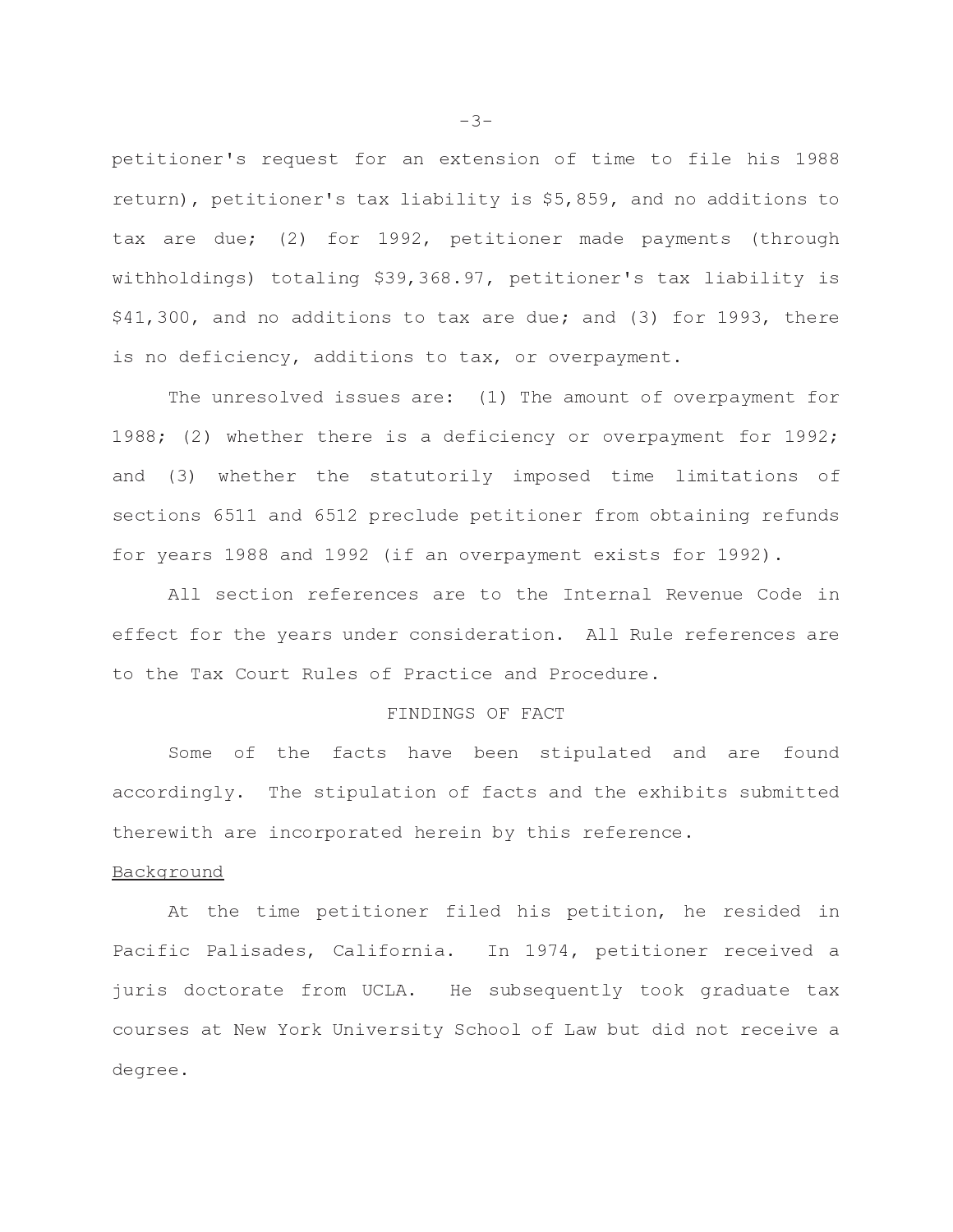petitioner's request for an extension of time to file his 1988 return), petitioner's tax liability is $5,859, and no additions to tax are due; (2) for 1992, petitioner made payments (through withholdings) totaling $39,368.97, petitioner's tax liability is $41,300, and no additions to tax are due; and (3) for 1993, there is no deficiency, additions to tax, or overpayment.

The unresolved issues are: (1) The amount of overpayment for 1988; (2) whether there is a deficiency or overpayment for 1992; and (3) whether the statutorily imposed time limitations of sections 6511 and 6512 preclude petitioner from obtaining refunds for years 1988 and 1992 (if an overpayment exists for 1992).

All section references are to the Internal Revenue Code in effect for the years under consideration. All Rule references are to the Tax Court Rules of Practice and Procedure.

## FINDINGS OF FACT

Some of the facts have been stipulated and are found accordingly. The stipulation of facts and the exhibits submitted therewith are incorporated herein by this reference.

### Background

At the time petitioner filed his petition, he resided in Pacific Palisades, California. In 1974, petitioner received a juris doctorate from UCLA. He subsequently took graduate tax courses at New York University School of Law but did not receive a degree.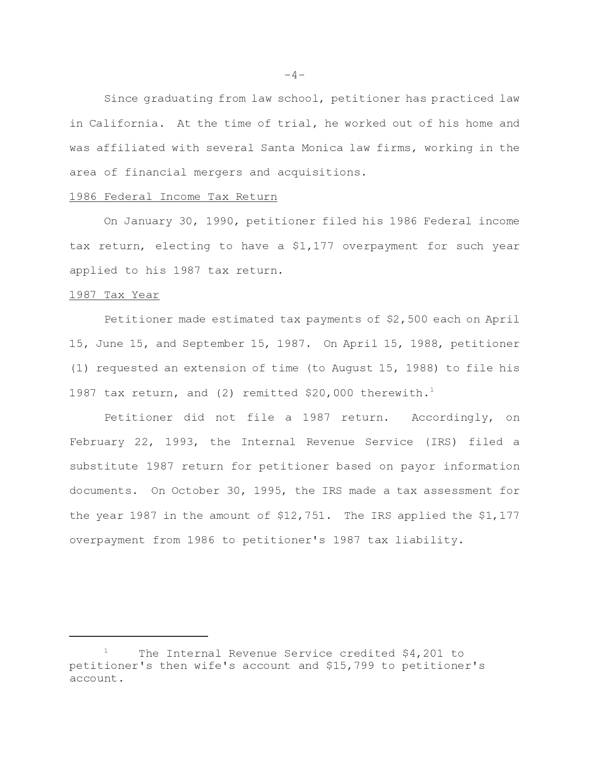Since graduating from law school, petitioner has practiced law in California. At the time of trial, he worked out of his home and was affiliated with several Santa Monica law firms, working in the area of financial mergers and acquisitions.

1986 Federal Income Tax Return

On January 30, 1990, petitioner filed his 1986 Federal income tax return, electing to have a $1,177 overpayment for such year applied to his 1987 tax return.

1987 Tax Year

Petitioner made estimated tax payments of $2,500 each on April 15, June 15, and September 15, 1987. On April 15, 1988, petitioner (1) requested an extension of time (to August 15, 1988) to file his 1987 tax return, and (2) remitted $20,000 therewith.[1]

Petitioner did not file a 1987 return. Accordingly, on February 22, 1993, the Internal Revenue Service (IRS) filed a substitute 1987 return for petitioner based on payor information documents. On October 30, 1995, the IRS made a tax assessment for the year 1987 in the amount of $12,751. The IRS applied the $1,177 overpayment from 1986 to petitioner's 1987 tax liability.

---

[1] The Internal Revenue Service credited $4,201 to petitioner's then wife's account and $15,799 to petitioner's account.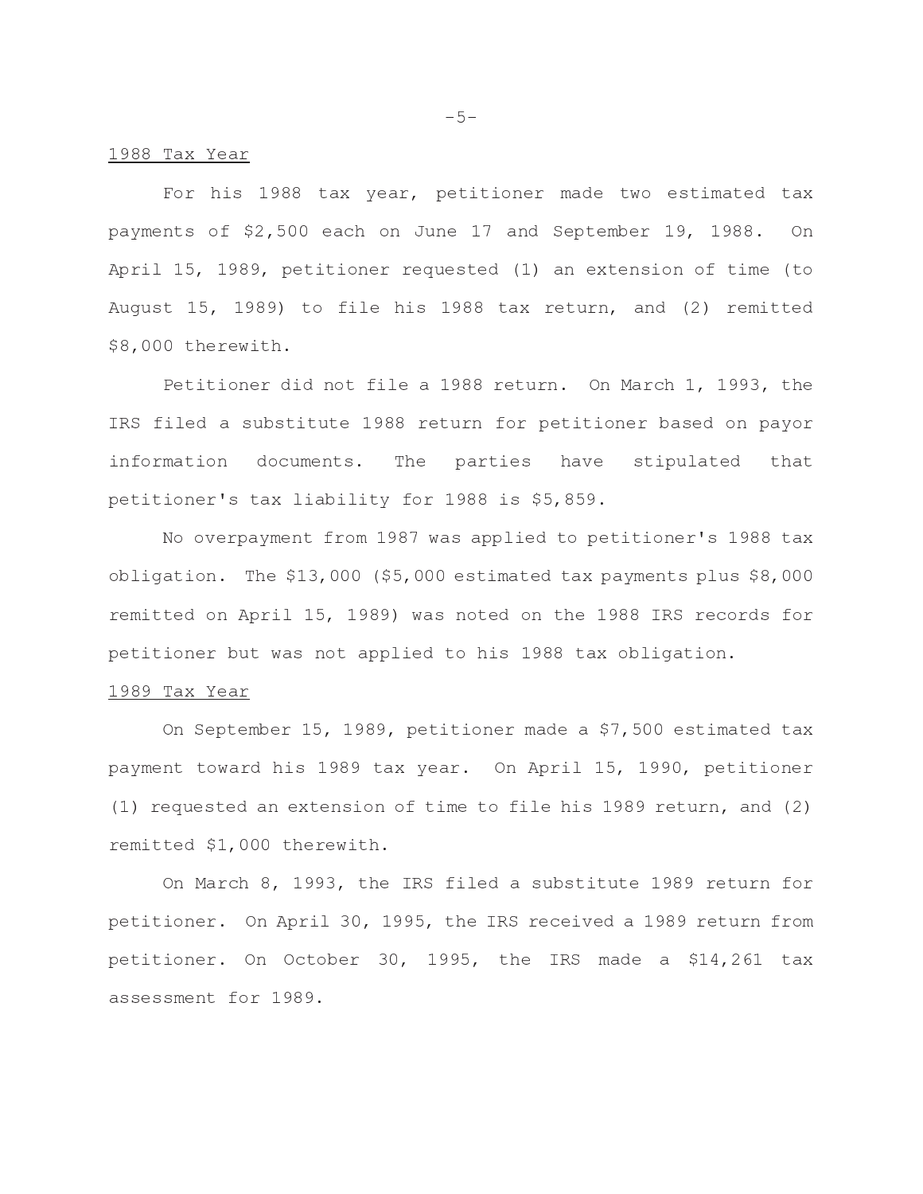1988 Tax Year

For his 1988 tax year, petitioner made two estimated tax payments of $2,500 each on June 17 and September 19, 1988. On April 15, 1989, petitioner requested (1) an extension of time (to August 15, 1989) to file his 1988 tax return, and (2) remitted $8,000 therewith.

Petitioner did not file a 1988 return. On March 1, 1993, the IRS filed a substitute 1988 return for petitioner based on payor information documents. The parties have stipulated that petitioner's tax liability for 1988 is $5,859.

No overpayment from 1987 was applied to petitioner's 1988 tax obligation. The $13,000 ($5,000 estimated tax payments plus $8,000 remitted on April 15, 1989) was noted on the 1988 IRS records for petitioner but was not applied to his 1988 tax obligation.

1989 Tax Year

On September 15, 1989, petitioner made a $7,500 estimated tax payment toward his 1989 tax year. On April 15, 1990, petitioner (1) requested an extension of time to file his 1989 return, and (2) remitted $1,000 therewith.

On March 8, 1993, the IRS filed a substitute 1989 return for petitioner. On April 30, 1995, the IRS received a 1989 return from petitioner. On October 30, 1995, the IRS made a $14,261 tax assessment for 1989.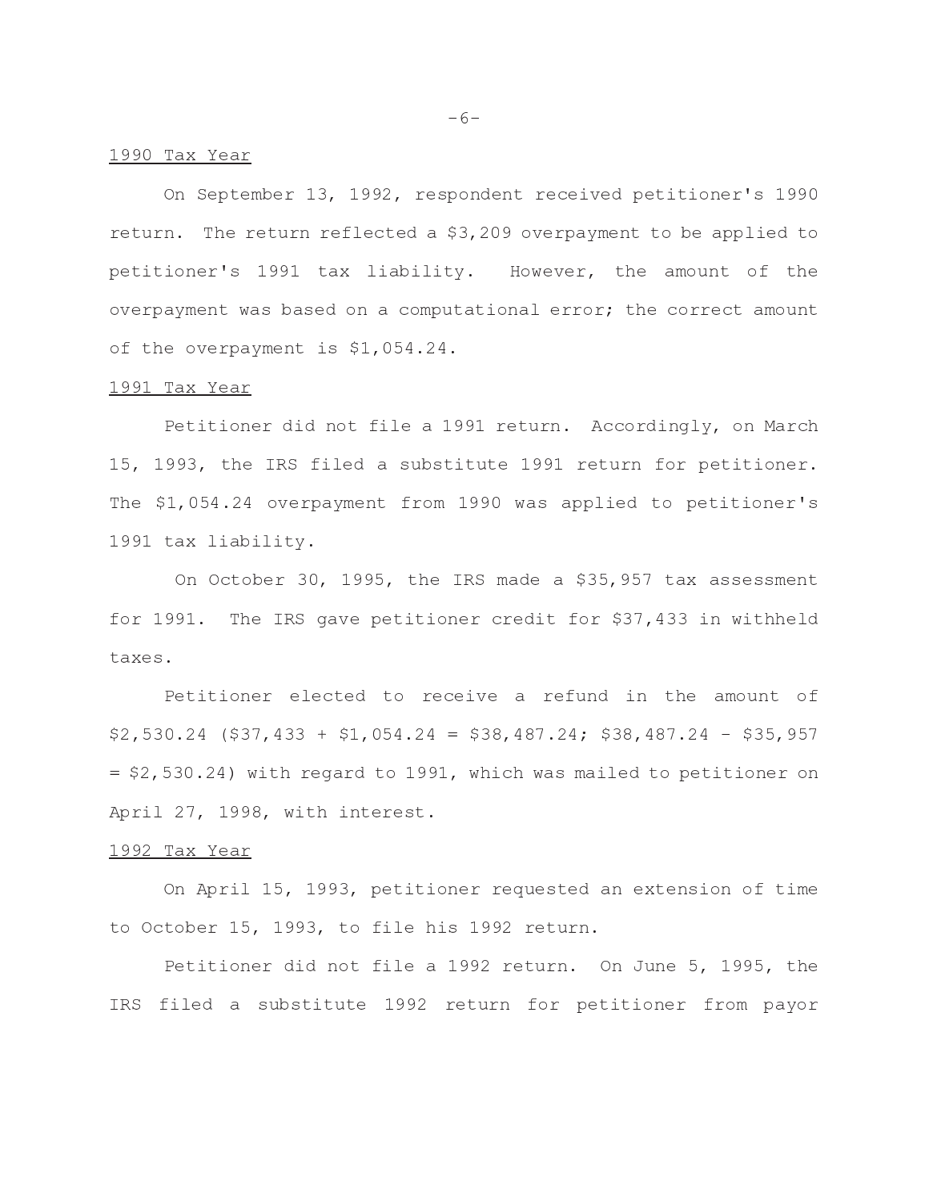1990 Tax Year

On September 13, 1992, respondent received petitioner's 1990 return. The return reflected a $3,209 overpayment to be applied to petitioner's 1991 tax liability. However, the amount of the overpayment was based on a computational error; the correct amount of the overpayment is $1,054.24.

1991 Tax Year

Petitioner did not file a 1991 return. Accordingly, on March 15, 1993, the IRS filed a substitute 1991 return for petitioner. The $1,054.24 overpayment from 1990 was applied to petitioner's 1991 tax liability.

On October 30, 1995, the IRS made a $35,957 tax assessment for 1991. The IRS gave petitioner credit for $37,433 in withheld taxes.

Petitioner elected to receive a refund in the amount of $2,530.24 ($37,433 + $1,054.24 = $38,487.24; $38,487.24 - $35,957 = $2,530.24) with regard to 1991, which was mailed to petitioner on April 27, 1998, with interest.

1992 Tax Year

On April 15, 1993, petitioner requested an extension of time to October 15, 1993, to file his 1992 return.

Petitioner did not file a 1992 return. On June 5, 1995, the IRS filed a substitute 1992 return for petitioner from payor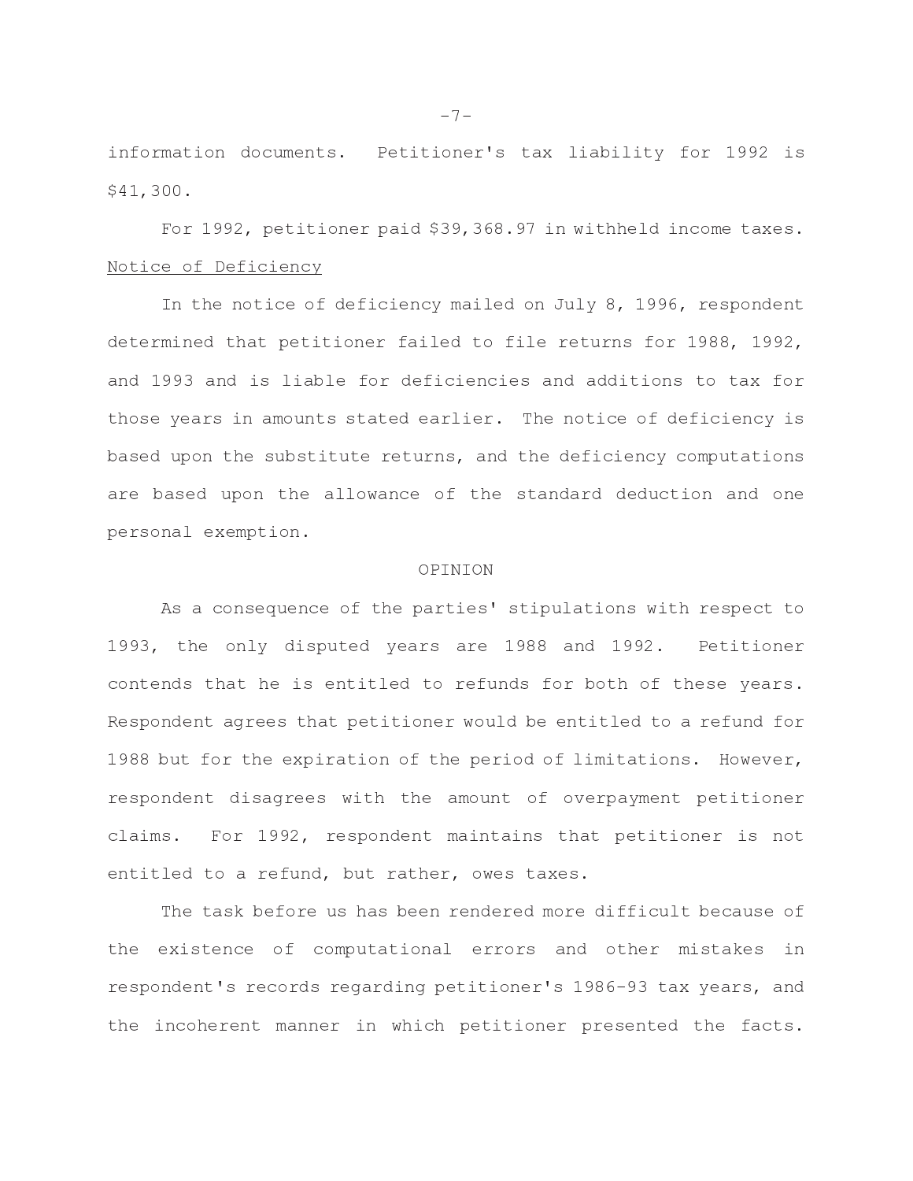information documents. Petitioner's tax liability for 1992 is $41,300.

For 1992, petitioner paid $39,368.97 in withheld income taxes.

Notice of Deficiency

In the notice of deficiency mailed on July 8, 1996, respondent determined that petitioner failed to file returns for 1988, 1992, and 1993 and is liable for deficiencies and additions to tax for those years in amounts stated earlier. The notice of deficiency is based upon the substitute returns, and the deficiency computations are based upon the allowance of the standard deduction and one personal exemption.

## OPINION

As a consequence of the parties' stipulations with respect to 1993, the only disputed years are 1988 and 1992. Petitioner contends that he is entitled to refunds for both of these years. Respondent agrees that petitioner would be entitled to a refund for 1988 but for the expiration of the period of limitations. However, respondent disagrees with the amount of overpayment petitioner claims. For 1992, respondent maintains that petitioner is not entitled to a refund, but rather, owes taxes.

The task before us has been rendered more difficult because of the existence of computational errors and other mistakes in respondent's records regarding petitioner's 1986-93 tax years, and the incoherent manner in which petitioner presented the facts.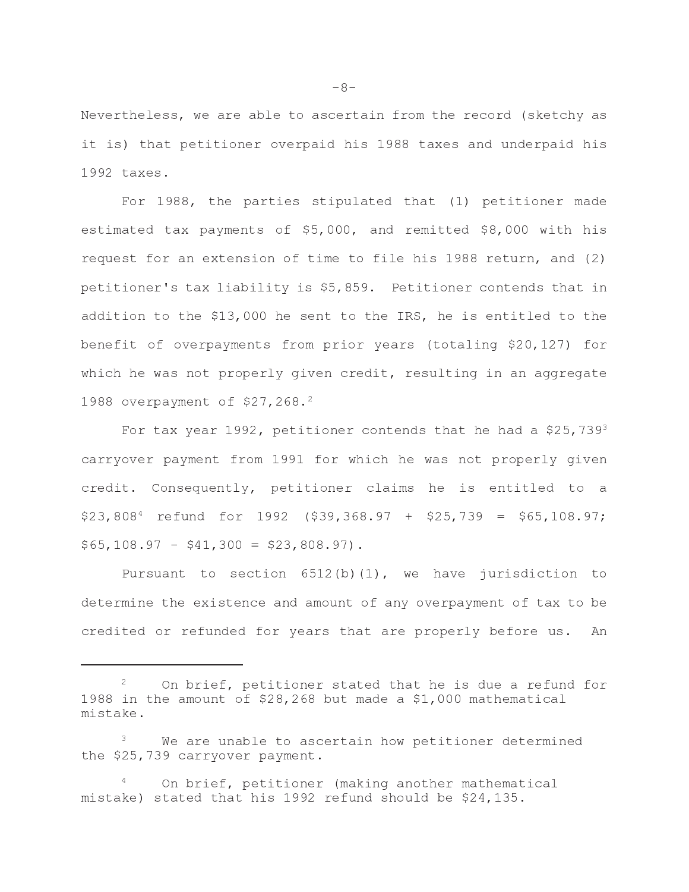Nevertheless, we are able to ascertain from the record (sketchy as it is) that petitioner overpaid his 1988 taxes and underpaid his 1992 taxes.

For 1988, the parties stipulated that (1) petitioner made estimated tax payments of $5,000, and remitted $8,000 with his request for an extension of time to file his 1988 return, and (2) petitioner's tax liability is $5,859. Petitioner contends that in addition to the $13,000 he sent to the IRS, he is entitled to the benefit of overpayments from prior years (totaling $20,127) for which he was not properly given credit, resulting in an aggregate 1988 overpayment of $27,268.[2]

For tax year 1992, petitioner contends that he had a $25,739[3] carryover payment from 1991 for which he was not properly given credit. Consequently, petitioner claims he is entitled to a $23,808[4] refund for 1992 ($39,368.97 + $25,739 = $65,108.97; $65,108.97 - $41,300 = $23,808.97).

Pursuant to section 6512(b)(1), we have jurisdiction to determine the existence and amount of any overpayment of tax to be credited or refunded for years that are properly before us. An

---

[2] On brief, petitioner stated that he is due a refund for 1988 in the amount of $28,268 but made a $1,000 mathematical mistake.

[3] We are unable to ascertain how petitioner determined the $25,739 carryover payment.

[4] On brief, petitioner (making another mathematical mistake) stated that his 1992 refund should be $24,135.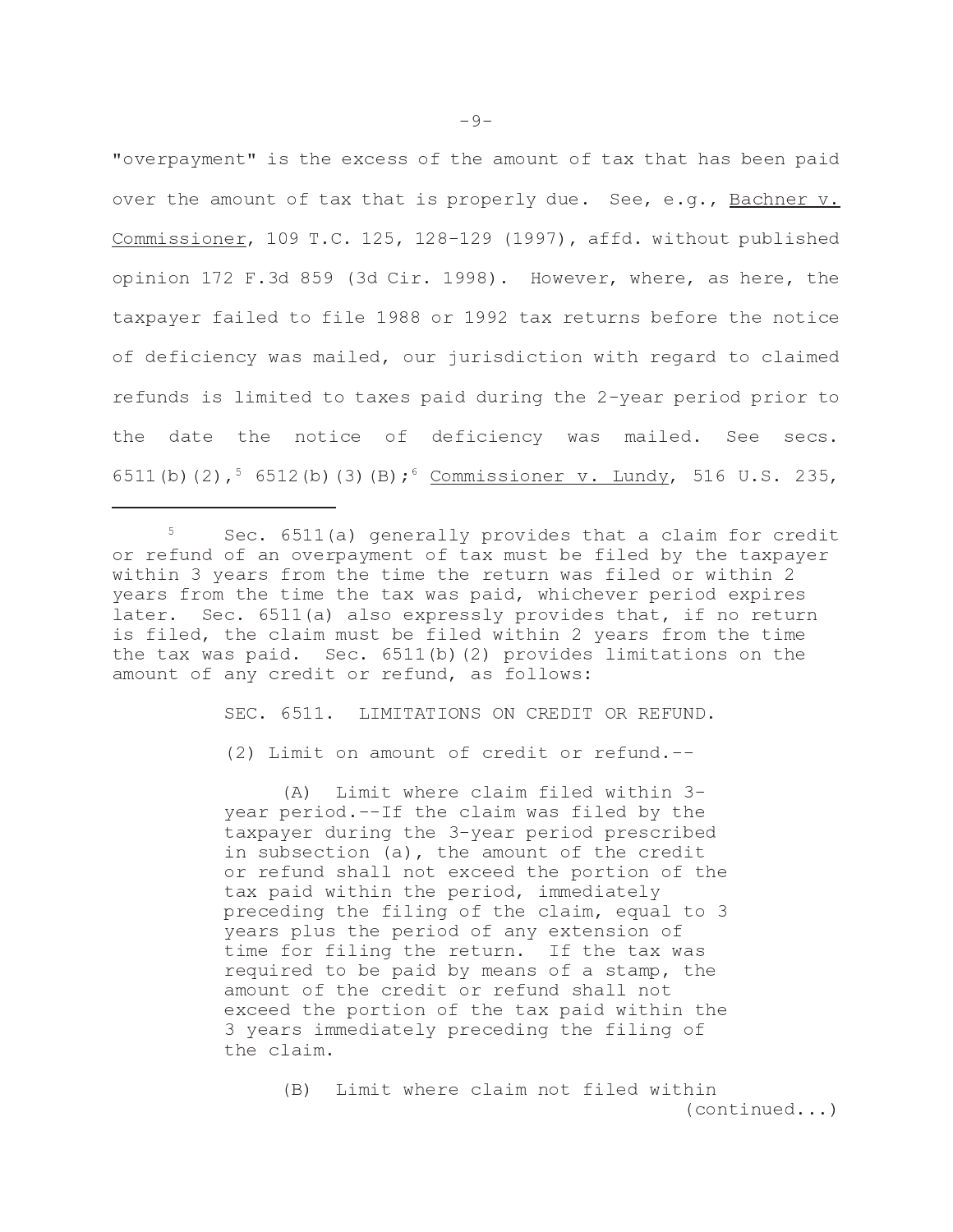"overpayment" is the excess of the amount of tax that has been paid over the amount of tax that is properly due. See, e.g., Bachner v. Commissioner, 109 T.C. 125, 128-129 (1997), affd. without published opinion 172 F.3d 859 (3d Cir. 1998). However, where, as here, the taxpayer failed to file 1988 or 1992 tax returns before the notice of deficiency was mailed, our jurisdiction with regard to claimed refunds is limited to taxes paid during the 2-year period prior to the date the notice of deficiency was mailed. See secs. 6511(b)(2),[5] 6512(b)(3)(B);[6] Commissioner v. Lundy, 516 U.S. 235,

---

[5] Sec. 6511(a) generally provides that a claim for credit or refund of an overpayment of tax must be filed by the taxpayer within 3 years from the time the return was filed or within 2 years from the time the tax was paid, whichever period expires later. Sec. 6511(a) also expressly provides that, if no return is filed, the claim must be filed within 2 years from the time the tax was paid. Sec. 6511(b)(2) provides limitations on the amount of any credit or refund, as follows:

> SEC. 6511. LIMITATIONS ON CREDIT OR REFUND.
>
> (2) Limit on amount of credit or refund.--
>
> (A) Limit where claim filed within 3-year period.--If the claim was filed by the taxpayer during the 3-year period prescribed in subsection (a), the amount of the credit or refund shall not exceed the portion of the tax paid within the period, immediately preceding the filing of the claim, equal to 3 years plus the period of any extension of time for filing the return. If the tax was required to be paid by means of a stamp, the amount of the credit or refund shall not exceed the portion of the tax paid within the 3 years immediately preceding the filing of the claim.
>
> (B) Limit where claim not filed within

(continued...)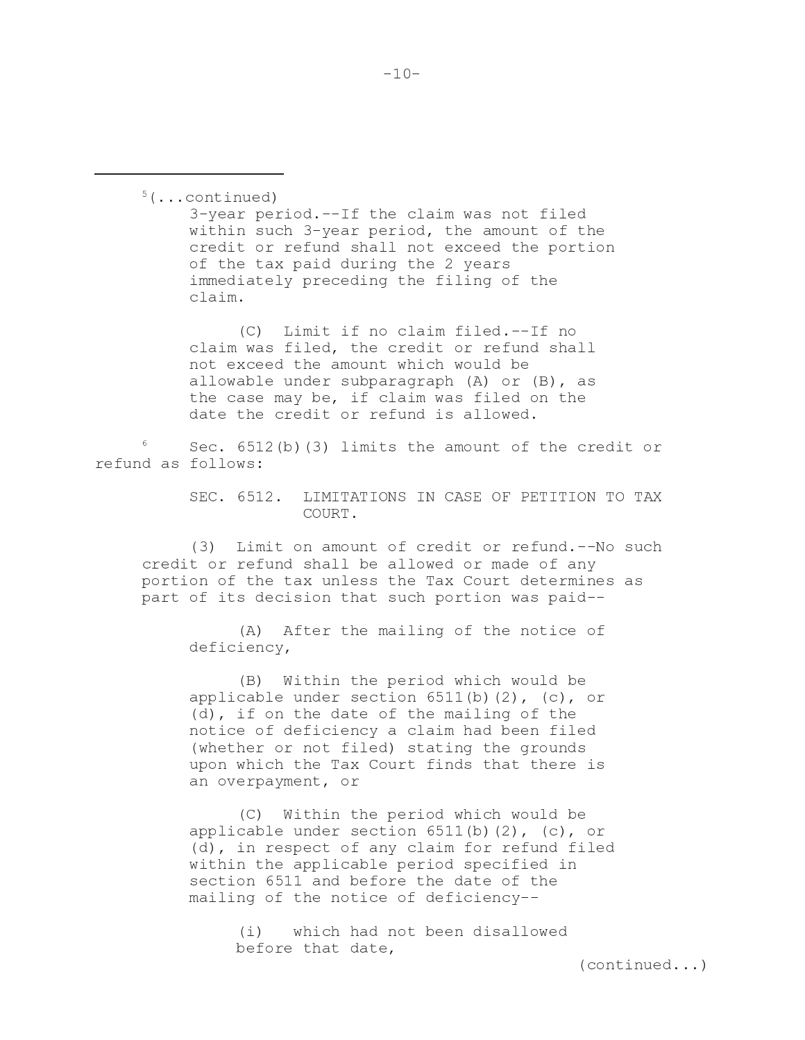[5](...continued)

3-year period.--If the claim was not filed within such 3-year period, the amount of the credit or refund shall not exceed the portion of the tax paid during the 2 years immediately preceding the filing of the claim.

(C) Limit if no claim filed.--If no claim was filed, the credit or refund shall not exceed the amount which would be allowable under subparagraph (A) or (B), as the case may be, if claim was filed on the date the credit or refund is allowed.

[6] Sec. 6512(b)(3) limits the amount of the credit or refund as follows:

SEC. 6512. LIMITATIONS IN CASE OF PETITION TO TAX COURT.

(3) Limit on amount of credit or refund.--No such credit or refund shall be allowed or made of any portion of the tax unless the Tax Court determines as part of its decision that such portion was paid--

(A) After the mailing of the notice of deficiency,

(B) Within the period which would be applicable under section 6511(b)(2), (c), or (d), if on the date of the mailing of the notice of deficiency a claim had been filed (whether or not filed) stating the grounds upon which the Tax Court finds that there is an overpayment, or

(C) Within the period which would be applicable under section 6511(b)(2), (c), or (d), in respect of any claim for refund filed within the applicable period specified in section 6511 and before the date of the mailing of the notice of deficiency--

(i) which had not been disallowed before that date,

(continued...)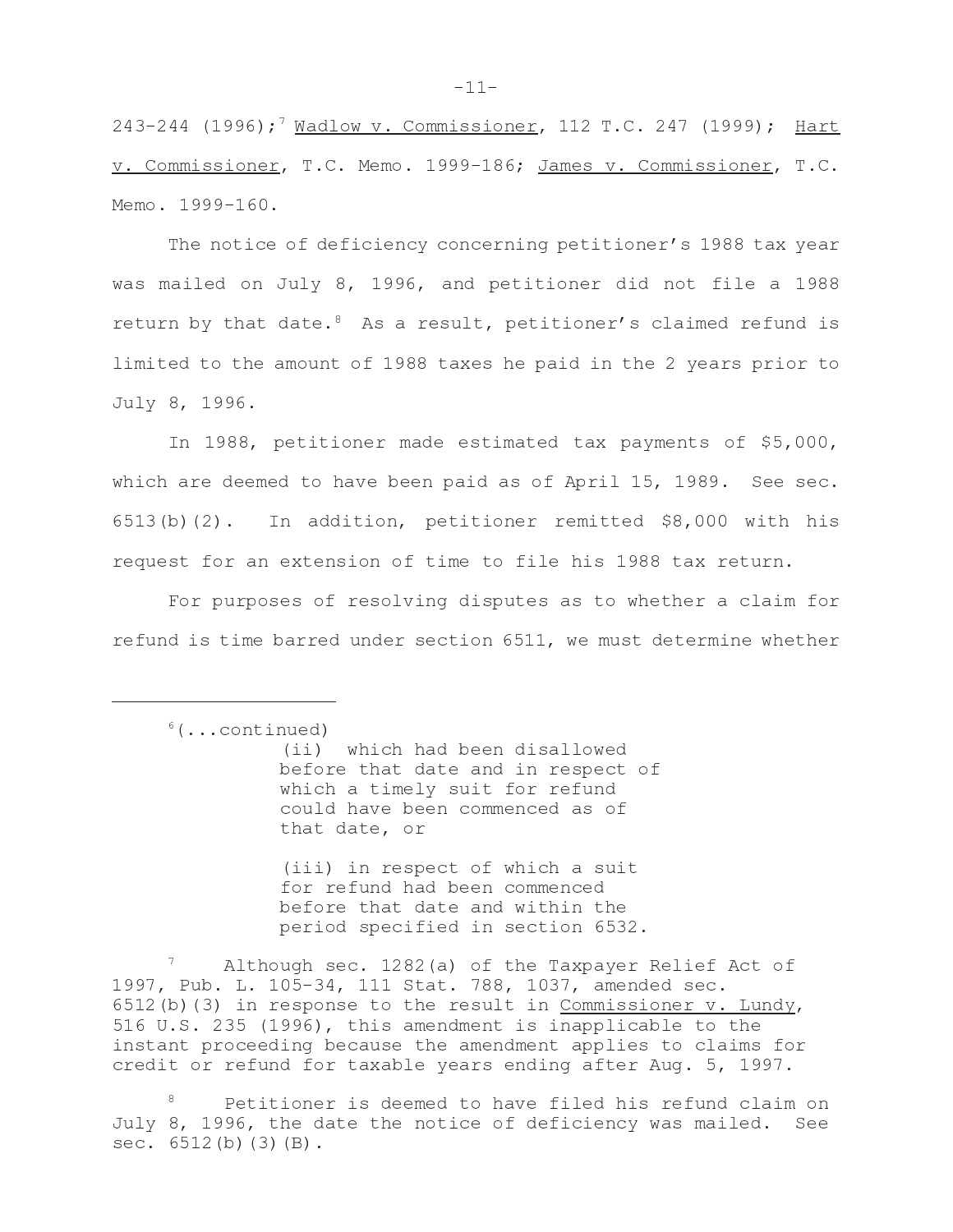243-244 (1996);[7] Wadlow v. Commissioner, 112 T.C. 247 (1999); Hart v. Commissioner, T.C. Memo. 1999-186; James v. Commissioner, T.C. Memo. 1999-160.

The notice of deficiency concerning petitioner's 1988 tax year was mailed on July 8, 1996, and petitioner did not file a 1988 return by that date.[8] As a result, petitioner's claimed refund is limited to the amount of 1988 taxes he paid in the 2 years prior to July 8, 1996.

In 1988, petitioner made estimated tax payments of $5,000, which are deemed to have been paid as of April 15, 1989. See sec. 6513(b)(2). In addition, petitioner remitted $8,000 with his request for an extension of time to file his 1988 tax return.

For purposes of resolving disputes as to whether a claim for refund is time barred under section 6511, we must determine whether

---

[6](...continued)

> (ii) which had been disallowed before that date and in respect of which a timely suit for refund could have been commenced as of that date, or
>
> (iii) in respect of which a suit for refund had been commenced before that date and within the period specified in section 6532.

[7] Although sec. 1282(a) of the Taxpayer Relief Act of 1997, Pub. L. 105-34, 111 Stat. 788, 1037, amended sec. 6512(b)(3) in response to the result in Commissioner v. Lundy, 516 U.S. 235 (1996), this amendment is inapplicable to the instant proceeding because the amendment applies to claims for credit or refund for taxable years ending after Aug. 5, 1997.

[8] Petitioner is deemed to have filed his refund claim on July 8, 1996, the date the notice of deficiency was mailed. See sec. 6512(b)(3)(B).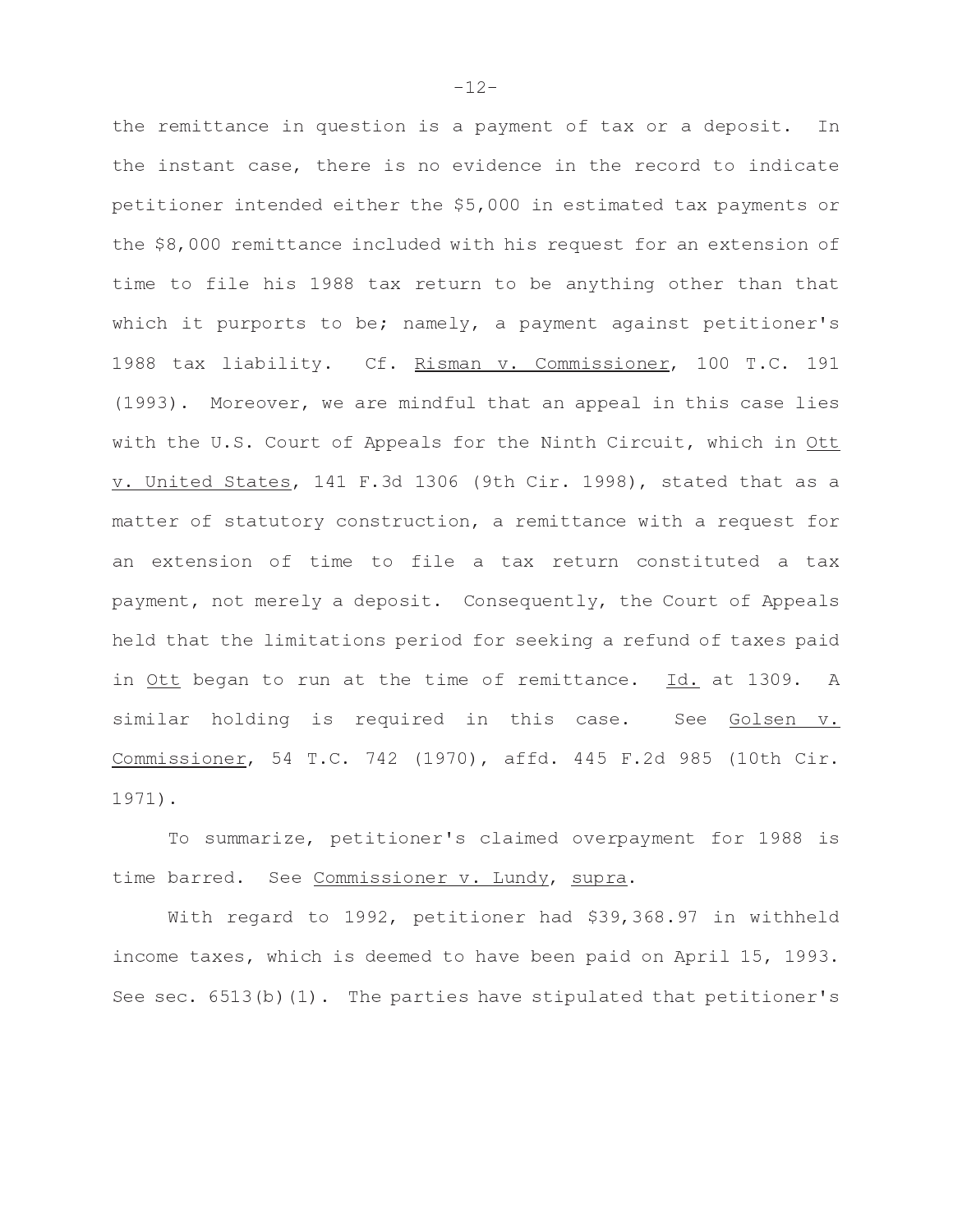the remittance in question is a payment of tax or a deposit. In the instant case, there is no evidence in the record to indicate petitioner intended either the $5,000 in estimated tax payments or the $8,000 remittance included with his request for an extension of time to file his 1988 tax return to be anything other than that which it purports to be; namely, a payment against petitioner's 1988 tax liability. Cf. Risman v. Commissioner, 100 T.C. 191 (1993). Moreover, we are mindful that an appeal in this case lies with the U.S. Court of Appeals for the Ninth Circuit, which in Ott v. United States, 141 F.3d 1306 (9th Cir. 1998), stated that as a matter of statutory construction, a remittance with a request for an extension of time to file a tax return constituted a tax payment, not merely a deposit. Consequently, the Court of Appeals held that the limitations period for seeking a refund of taxes paid in Ott began to run at the time of remittance. Id. at 1309. A similar holding is required in this case. See Golsen v. Commissioner, 54 T.C. 742 (1970), affd. 445 F.2d 985 (10th Cir. 1971).

To summarize, petitioner's claimed overpayment for 1988 is time barred. See Commissioner v. Lundy, supra.

With regard to 1992, petitioner had $39,368.97 in withheld income taxes, which is deemed to have been paid on April 15, 1993. See sec. 6513(b)(1). The parties have stipulated that petitioner's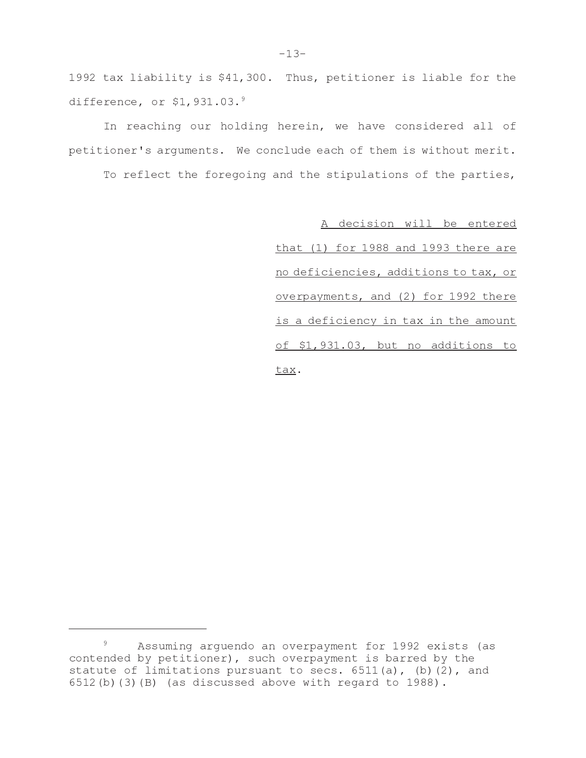1992 tax liability is $41,300. Thus, petitioner is liable for the difference, or $1,931.03.[9]

In reaching our holding herein, we have considered all of petitioner's arguments. We conclude each of them is without merit.

To reflect the foregoing and the stipulations of the parties,

<u>A decision will be entered that (1) for 1988 and 1993 there are no deficiencies, additions to tax, or overpayments, and (2) for 1992 there is a deficiency in tax in the amount of $1,931.03, but no additions to tax</u>.

---

[9] Assuming arguendo an overpayment for 1992 exists (as contended by petitioner), such overpayment is barred by the statute of limitations pursuant to secs. 6511(a), (b)(2), and 6512(b)(3)(B) (as discussed above with regard to 1988).